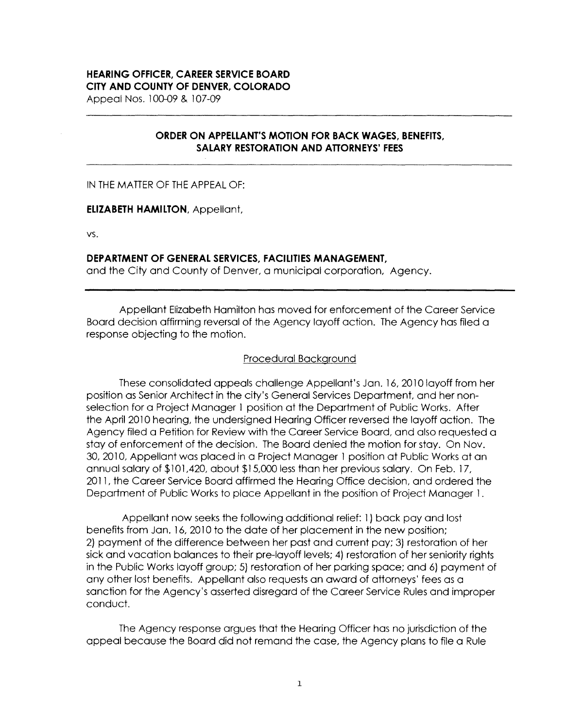**HEARING OFFICER, CAREER SERVICE BOARD**
**CITY AND COUNTY OF DENVER, COLORADO**
Appeal Nos. 100-09 & 107-09

---

## ORDER ON APPELLANT'S MOTION FOR BACK WAGES, BENEFITS, SALARY RESTORATION AND ATTORNEYS' FEES

---

IN THE MATTER OF THE APPEAL OF:

**ELIZABETH HAMILTON**, Appellant,

vs.

**DEPARTMENT OF GENERAL SERVICES, FACILITIES MANAGEMENT,**
and the City and County of Denver, a municipal corporation, Agency.

---

Appellant Elizabeth Hamilton has moved for enforcement of the Career Service Board decision affirming reversal of the Agency layoff action. The Agency has filed a response objecting to the motion.

### Procedural Background

These consolidated appeals challenge Appellant's Jan. 16, 2010 layoff from her position as Senior Architect in the city's General Services Department, and her non-selection for a Project Manager 1 position at the Department of Public Works. After the April 2010 hearing, the undersigned Hearing Officer reversed the layoff action. The Agency filed a Petition for Review with the Career Service Board, and also requested a stay of enforcement of the decision. The Board denied the motion for stay. On Nov. 30, 2010, Appellant was placed in a Project Manager 1 position at Public Works at an annual salary of $101,420, about $15,000 less than her previous salary. On Feb. 17, 2011, the Career Service Board affirmed the Hearing Office decision, and ordered the Department of Public Works to place Appellant in the position of Project Manager 1.

Appellant now seeks the following additional relief: 1) back pay and lost benefits from Jan. 16, 2010 to the date of her placement in the new position; 2) payment of the difference between her past and current pay; 3) restoration of her sick and vacation balances to their pre-layoff levels; 4) restoration of her seniority rights in the Public Works layoff group; 5) restoration of her parking space; and 6) payment of any other lost benefits. Appellant also requests an award of attorneys' fees as a sanction for the Agency's asserted disregard of the Career Service Rules and improper conduct.

The Agency response argues that the Hearing Officer has no jurisdiction of the appeal because the Board did not remand the case, the Agency plans to file a Rule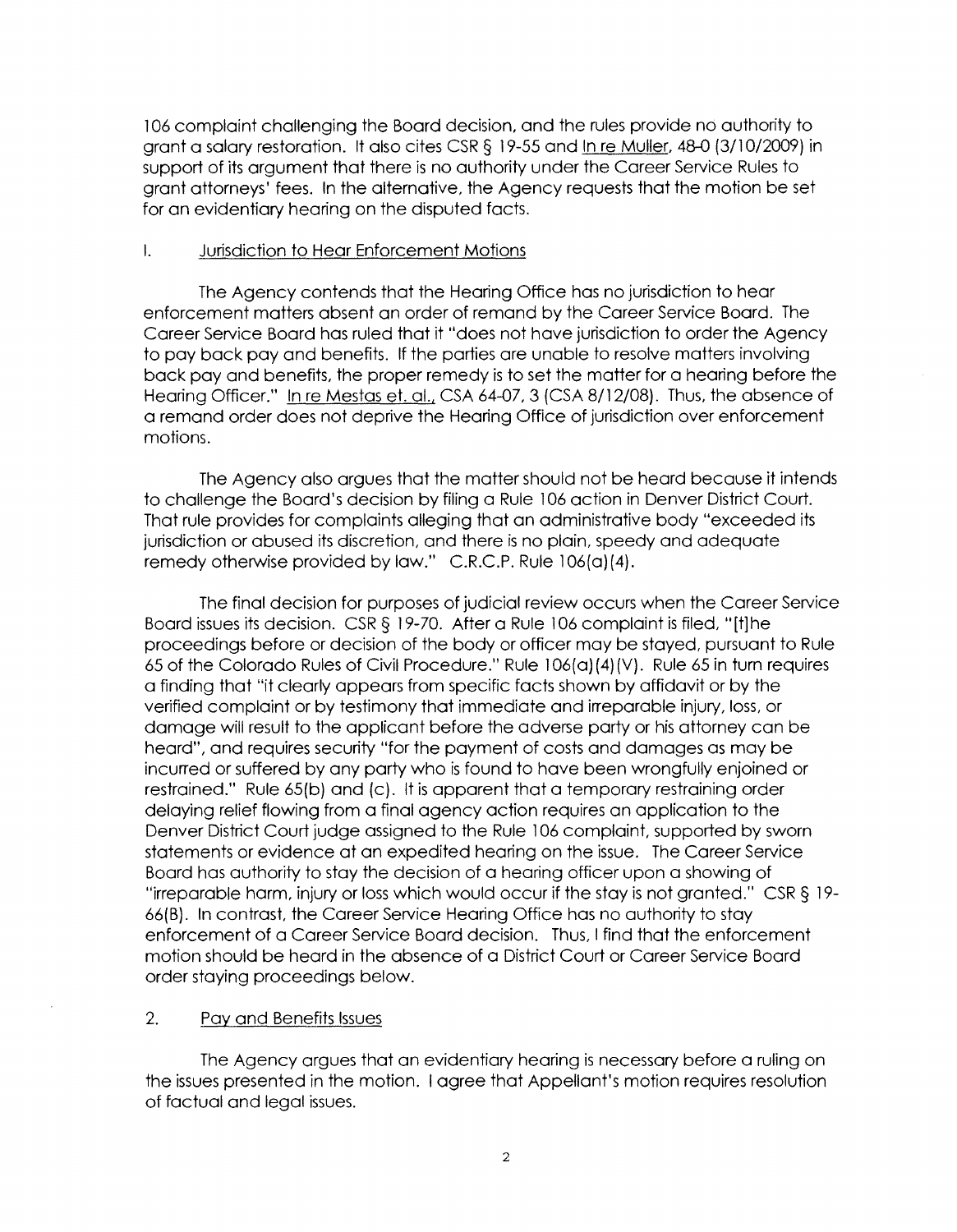106 complaint challenging the Board decision, and the rules provide no authority to grant a salary restoration. It also cites CSR § 19-55 and In re Muller, 48-0 (3/10/2009) in support of its argument that there is no authority under the Career Service Rules to grant attorneys' fees. In the alternative, the Agency requests that the motion be set for an evidentiary hearing on the disputed facts.

## I. Jurisdiction to Hear Enforcement Motions

The Agency contends that the Hearing Office has no jurisdiction to hear enforcement matters absent an order of remand by the Career Service Board. The Career Service Board has ruled that it "does not have jurisdiction to order the Agency to pay back pay and benefits. If the parties are unable to resolve matters involving back pay and benefits, the proper remedy is to set the matter for a hearing before the Hearing Officer." In re Mestas et. al., CSA 64-07, 3 (CSA 8/12/08). Thus, the absence of a remand order does not deprive the Hearing Office of jurisdiction over enforcement motions.

The Agency also argues that the matter should not be heard because it intends to challenge the Board's decision by filing a Rule 106 action in Denver District Court. That rule provides for complaints alleging that an administrative body "exceeded its jurisdiction or abused its discretion, and there is no plain, speedy and adequate remedy otherwise provided by law." C.R.C.P. Rule 106(a)(4).

The final decision for purposes of judicial review occurs when the Career Service Board issues its decision. CSR § 19-70. After a Rule 106 complaint is filed, "[t]he proceedings before or decision of the body or officer may be stayed, pursuant to Rule 65 of the Colorado Rules of Civil Procedure." Rule 106(a)(4)(V). Rule 65 in turn requires a finding that "it clearly appears from specific facts shown by affidavit or by the verified complaint or by testimony that immediate and irreparable injury, loss, or damage will result to the applicant before the adverse party or his attorney can be heard", and requires security "for the payment of costs and damages as may be incurred or suffered by any party who is found to have been wrongfully enjoined or restrained." Rule 65(b) and (c). It is apparent that a temporary restraining order delaying relief flowing from a final agency action requires an application to the Denver District Court judge assigned to the Rule 106 complaint, supported by sworn statements or evidence at an expedited hearing on the issue. The Career Service Board has authority to stay the decision of a hearing officer upon a showing of "irreparable harm, injury or loss which would occur if the stay is not granted." CSR § 19-66(B). In contrast, the Career Service Hearing Office has no authority to stay enforcement of a Career Service Board decision. Thus, I find that the enforcement motion should be heard in the absence of a District Court or Career Service Board order staying proceedings below.

## 2. Pay and Benefits Issues

The Agency argues that an evidentiary hearing is necessary before a ruling on the issues presented in the motion. I agree that Appellant's motion requires resolution of factual and legal issues.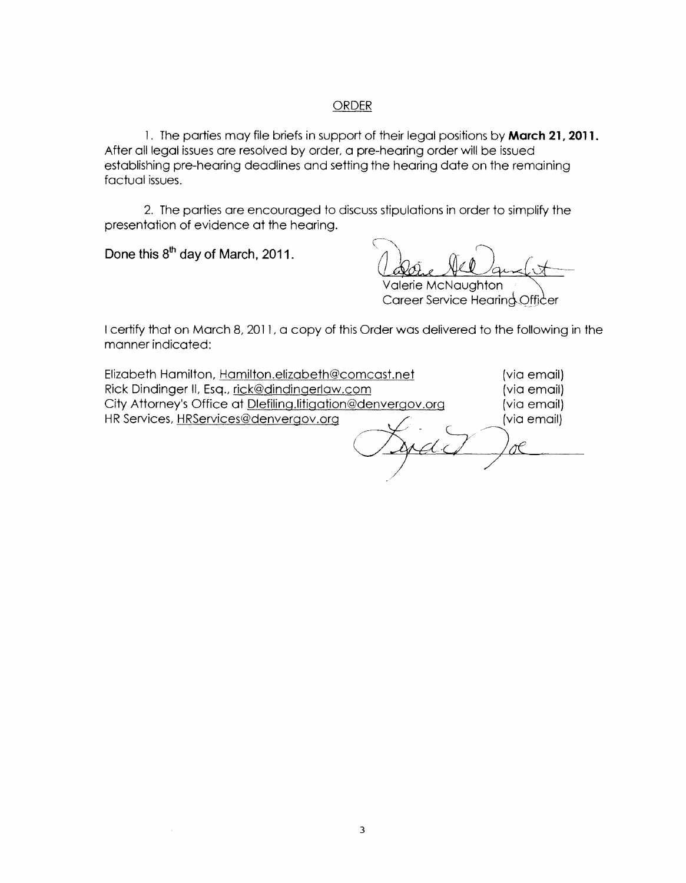## ORDER

1. The parties may file briefs in support of their legal positions by **March 21, 2011.** After all legal issues are resolved by order, a pre-hearing order will be issued establishing pre-hearing deadlines and setting the hearing date on the remaining factual issues.

2. The parties are encouraged to discuss stipulations in order to simplify the presentation of evidence at the hearing.

**Done this 8th day of March, 2011.**

Valerie McNaughton
Career Service Hearing Officer

I certify that on March 8, 2011, a copy of this Order was delivered to the following in the manner indicated:

| | |
|---|---|
| Elizabeth Hamilton, Hamilton.elizabeth@comcast.net | (via email) |
| Rick Dindinger II, Esq., rick@dindingerlaw.com | (via email) |
| City Attorney's Office at Dlefiling.litigation@denvergov.org | (via email) |
| HR Services, HRServices@denvergov.org | (via email) |